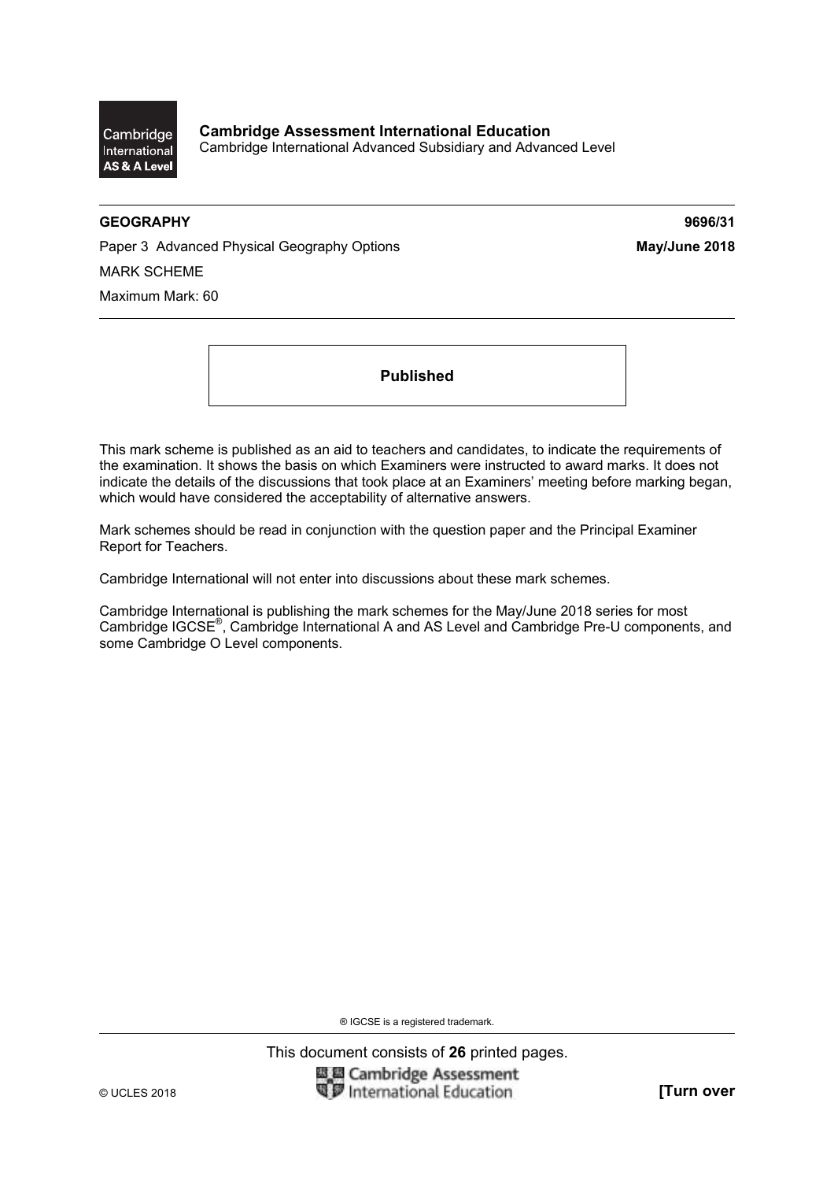Cambridge International AS & A Level

**Cambridge Assessment International Education**
Cambridge International Advanced Subsidiary and Advanced Level

**GEOGRAPHY** **9696/31**

Paper 3 Advanced Physical Geography Options **May/June 2018**

MARK SCHEME

Maximum Mark: 60

**Published**

This mark scheme is published as an aid to teachers and candidates, to indicate the requirements of the examination. It shows the basis on which Examiners were instructed to award marks. It does not indicate the details of the discussions that took place at an Examiners' meeting before marking began, which would have considered the acceptability of alternative answers.

Mark schemes should be read in conjunction with the question paper and the Principal Examiner Report for Teachers.

Cambridge International will not enter into discussions about these mark schemes.

Cambridge International is publishing the mark schemes for the May/June 2018 series for most Cambridge IGCSE®, Cambridge International A and AS Level and Cambridge Pre-U components, and some Cambridge O Level components.

® IGCSE is a registered trademark.

This document consists of **26** printed pages.

© UCLES 2018 **[Turn over**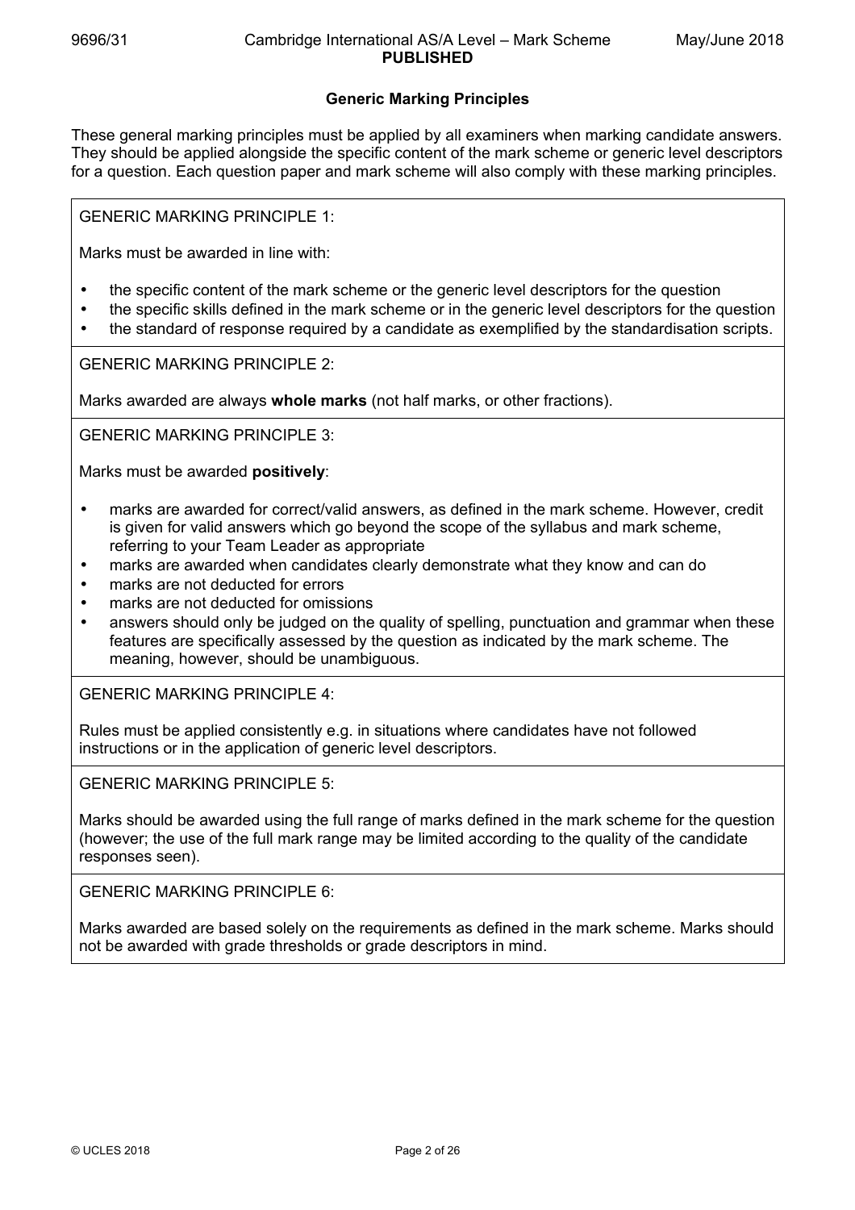## Generic Marking Principles

These general marking principles must be applied by all examiners when marking candidate answers. They should be applied alongside the specific content of the mark scheme or generic level descriptors for a question. Each question paper and mark scheme will also comply with these marking principles.

GENERIC MARKING PRINCIPLE 1:

Marks must be awarded in line with:

- the specific content of the mark scheme or the generic level descriptors for the question
- the specific skills defined in the mark scheme or in the generic level descriptors for the question
- the standard of response required by a candidate as exemplified by the standardisation scripts.

GENERIC MARKING PRINCIPLE 2:

Marks awarded are always **whole marks** (not half marks, or other fractions).

GENERIC MARKING PRINCIPLE 3:

Marks must be awarded **positively**:

- marks are awarded for correct/valid answers, as defined in the mark scheme. However, credit is given for valid answers which go beyond the scope of the syllabus and mark scheme, referring to your Team Leader as appropriate
- marks are awarded when candidates clearly demonstrate what they know and can do
- marks are not deducted for errors
- marks are not deducted for omissions
- answers should only be judged on the quality of spelling, punctuation and grammar when these features are specifically assessed by the question as indicated by the mark scheme. The meaning, however, should be unambiguous.

GENERIC MARKING PRINCIPLE 4:

Rules must be applied consistently e.g. in situations where candidates have not followed instructions or in the application of generic level descriptors.

GENERIC MARKING PRINCIPLE 5:

Marks should be awarded using the full range of marks defined in the mark scheme for the question (however; the use of the full mark range may be limited according to the quality of the candidate responses seen).

GENERIC MARKING PRINCIPLE 6:

Marks awarded are based solely on the requirements as defined in the mark scheme. Marks should not be awarded with grade thresholds or grade descriptors in mind.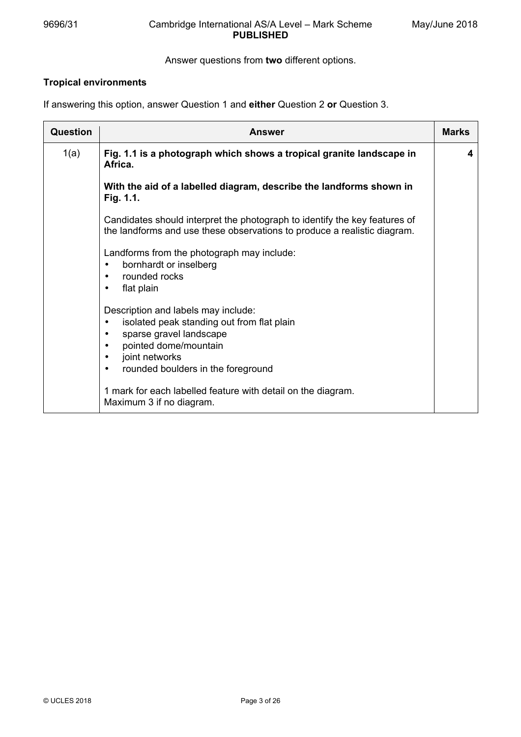Answer questions from **two** different options.

**Tropical environments**

If answering this option, answer Question 1 and **either** Question 2 **or** Question 3.

| Question | Answer | Marks |
|---|---|---|
| 1(a) | **Fig. 1.1 is a photograph which shows a tropical granite landscape in Africa.**<br><br>**With the aid of a labelled diagram, describe the landforms shown in Fig. 1.1.**<br><br>Candidates should interpret the photograph to identify the key features of the landforms and use these observations to produce a realistic diagram.<br><br>Landforms from the photograph may include:<br>• bornhardt or inselberg<br>• rounded rocks<br>• flat plain<br><br>Description and labels may include:<br>• isolated peak standing out from flat plain<br>• sparse gravel landscape<br>• pointed dome/mountain<br>• joint networks<br>• rounded boulders in the foreground<br><br>1 mark for each labelled feature with detail on the diagram.<br>Maximum 3 if no diagram. | 4 |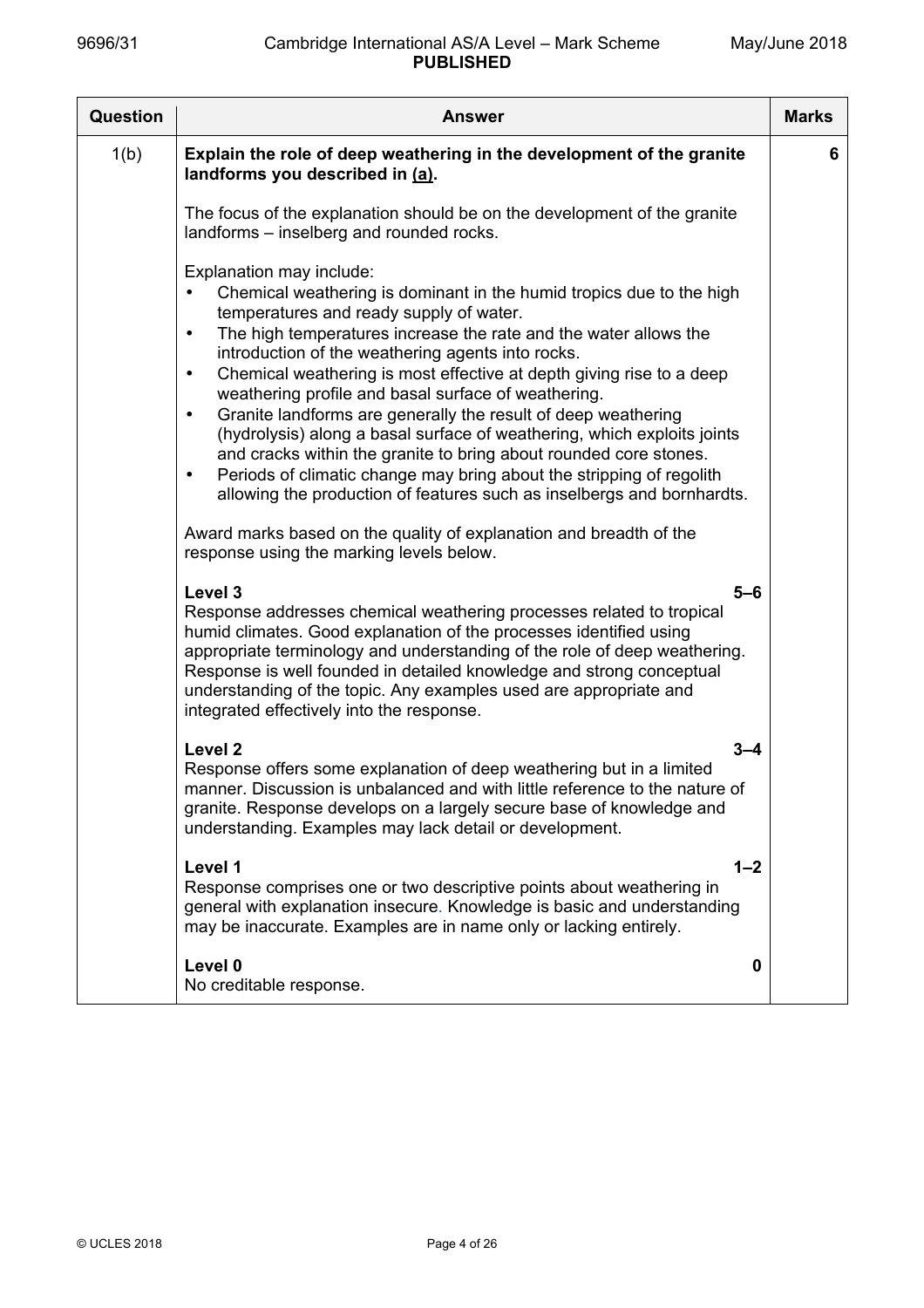| Question | Answer | Marks |
|---|---|---|
| 1(b) | **Explain the role of deep weathering in the development of the granite landforms you described in (a).**<br><br>The focus of the explanation should be on the development of the granite landforms – inselberg and rounded rocks.<br><br>Explanation may include:<br>• Chemical weathering is dominant in the humid tropics due to the high temperatures and ready supply of water.<br>• The high temperatures increase the rate and the water allows the introduction of the weathering agents into rocks.<br>• Chemical weathering is most effective at depth giving rise to a deep weathering profile and basal surface of weathering.<br>• Granite landforms are generally the result of deep weathering (hydrolysis) along a basal surface of weathering, which exploits joints and cracks within the granite to bring about rounded core stones.<br>• Periods of climatic change may bring about the stripping of regolith allowing the production of features such as inselbergs and bornhardts.<br><br>Award marks based on the quality of explanation and breadth of the response using the marking levels below.<br><br>**Level 3** **5–6**<br>Response addresses chemical weathering processes related to tropical humid climates. Good explanation of the processes identified using appropriate terminology and understanding of the role of deep weathering. Response is well founded in detailed knowledge and strong conceptual understanding of the topic. Any examples used are appropriate and integrated effectively into the response.<br><br>**Level 2** **3–4**<br>Response offers some explanation of deep weathering but in a limited manner. Discussion is unbalanced and with little reference to the nature of granite. Response develops on a largely secure base of knowledge and understanding. Examples may lack detail or development.<br><br>**Level 1** **1–2**<br>Response comprises one or two descriptive points about weathering in general with explanation insecure. Knowledge is basic and understanding may be inaccurate. Examples are in name only or lacking entirely.<br><br>**Level 0** **0**<br>No creditable response. | 6 |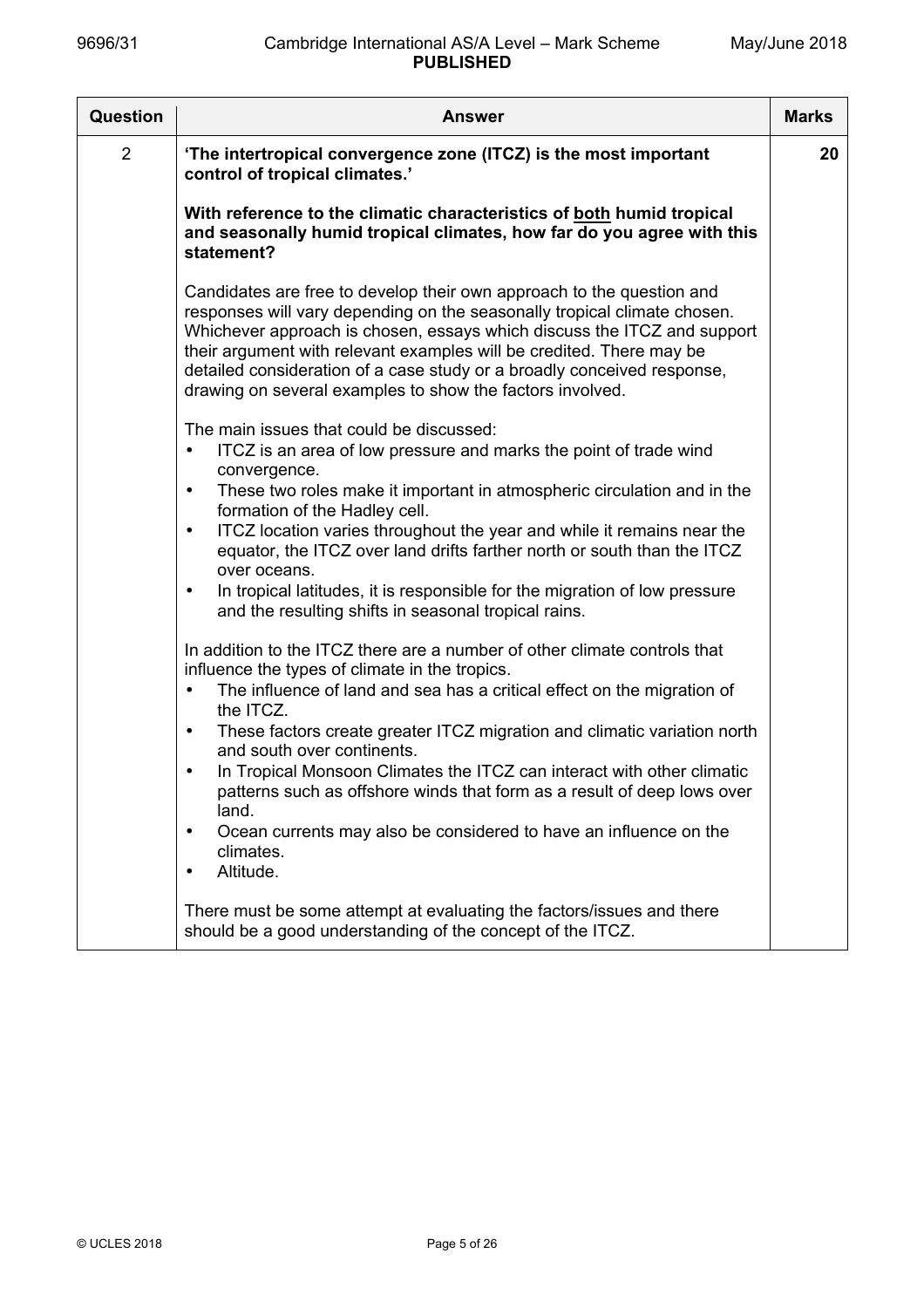| Question | Answer | Marks |
|---|---|---|
| 2 | **'The intertropical convergence zone (ITCZ) is the most important control of tropical climates.'**<br><br>**With reference to the climatic characteristics of <u>both</u> humid tropical and seasonally humid tropical climates, how far do you agree with this statement?**<br><br>Candidates are free to develop their own approach to the question and responses will vary depending on the seasonally tropical climate chosen. Whichever approach is chosen, essays which discuss the ITCZ and support their argument with relevant examples will be credited. There may be detailed consideration of a case study or a broadly conceived response, drawing on several examples to show the factors involved.<br><br>The main issues that could be discussed:<br>• ITCZ is an area of low pressure and marks the point of trade wind convergence.<br>• These two roles make it important in atmospheric circulation and in the formation of the Hadley cell.<br>• ITCZ location varies throughout the year and while it remains near the equator, the ITCZ over land drifts farther north or south than the ITCZ over oceans.<br>• In tropical latitudes, it is responsible for the migration of low pressure and the resulting shifts in seasonal tropical rains.<br><br>In addition to the ITCZ there are a number of other climate controls that influence the types of climate in the tropics.<br>• The influence of land and sea has a critical effect on the migration of the ITCZ.<br>• These factors create greater ITCZ migration and climatic variation north and south over continents.<br>• In Tropical Monsoon Climates the ITCZ can interact with other climatic patterns such as offshore winds that form as a result of deep lows over land.<br>• Ocean currents may also be considered to have an influence on the climates.<br>• Altitude.<br><br>There must be some attempt at evaluating the factors/issues and there should be a good understanding of the concept of the ITCZ. | 20 |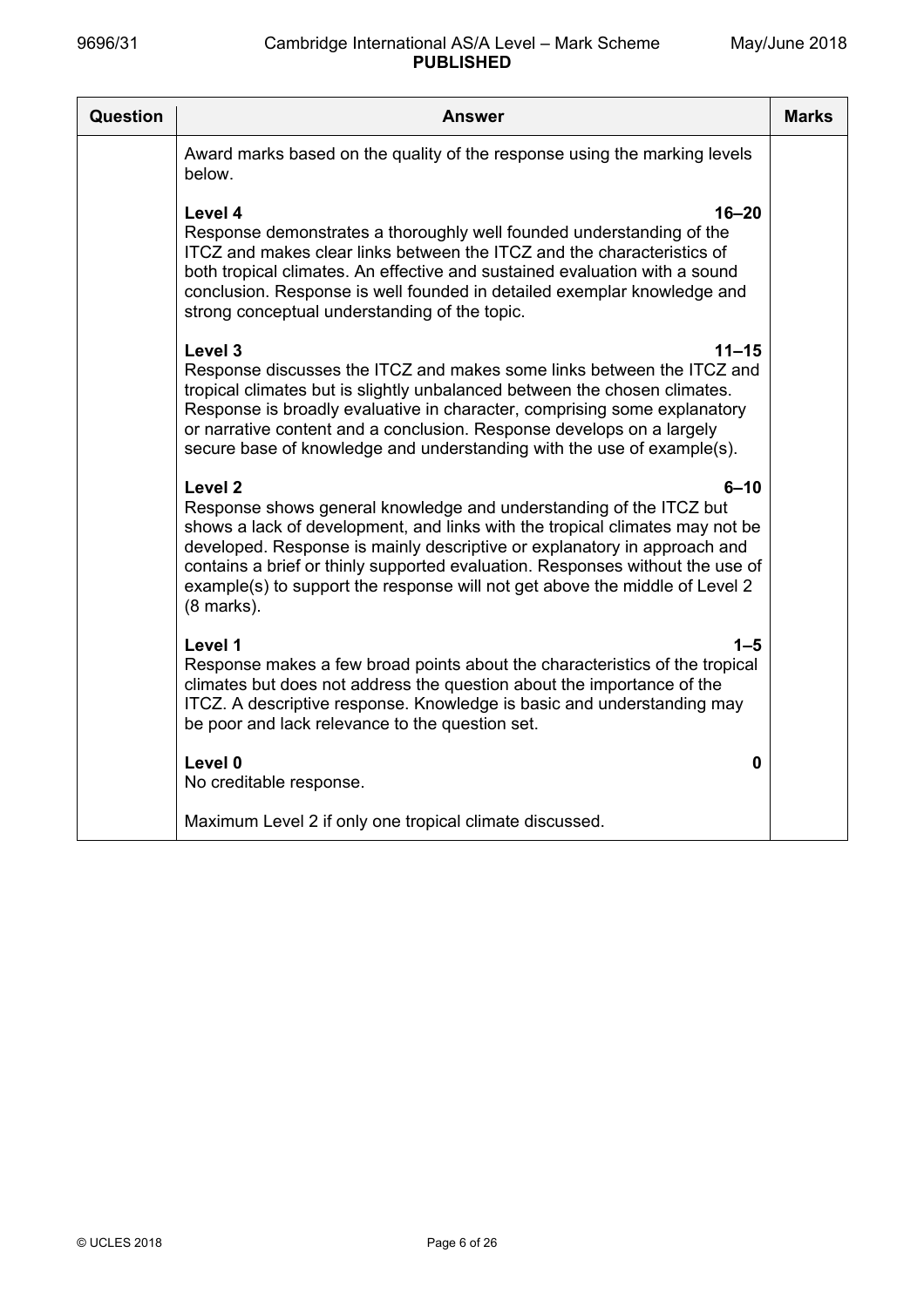| Question | Answer | Marks |
|---|---|---|
| | Award marks based on the quality of the response using the marking levels below.<br><br>**Level 4 16–20**<br>Response demonstrates a thoroughly well founded understanding of the ITCZ and makes clear links between the ITCZ and the characteristics of both tropical climates. An effective and sustained evaluation with a sound conclusion. Response is well founded in detailed exemplar knowledge and strong conceptual understanding of the topic.<br><br>**Level 3 11–15**<br>Response discusses the ITCZ and makes some links between the ITCZ and tropical climates but is slightly unbalanced between the chosen climates. Response is broadly evaluative in character, comprising some explanatory or narrative content and a conclusion. Response develops on a largely secure base of knowledge and understanding with the use of example(s).<br><br>**Level 2 6–10**<br>Response shows general knowledge and understanding of the ITCZ but shows a lack of development, and links with the tropical climates may not be developed. Response is mainly descriptive or explanatory in approach and contains a brief or thinly supported evaluation. Responses without the use of example(s) to support the response will not get above the middle of Level 2 (8 marks).<br><br>**Level 1 1–5**<br>Response makes a few broad points about the characteristics of the tropical climates but does not address the question about the importance of the ITCZ. A descriptive response. Knowledge is basic and understanding may be poor and lack relevance to the question set.<br><br>**Level 0 0**<br>No creditable response.<br><br>Maximum Level 2 if only one tropical climate discussed. | |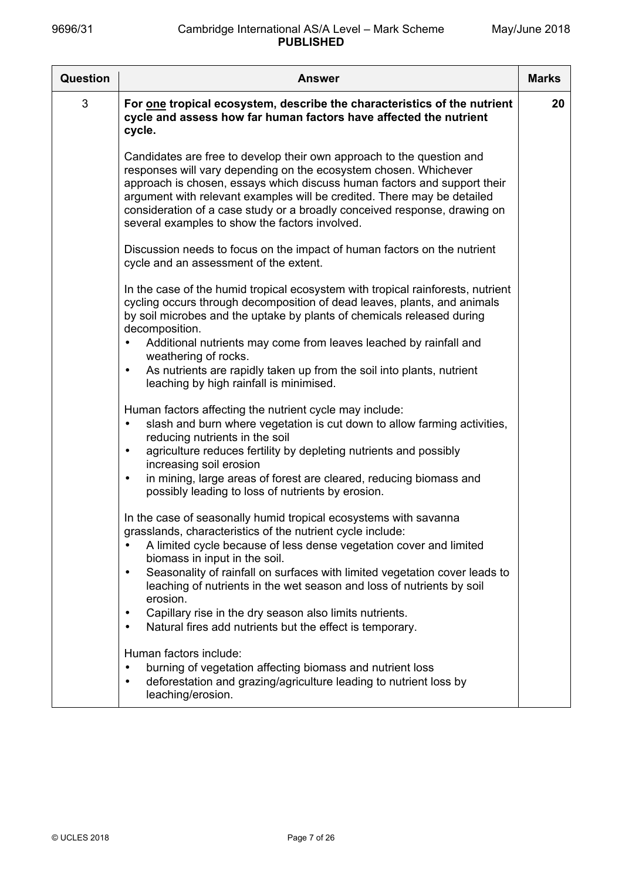| Question | Answer | Marks |
|---|---|---|
| 3 | **For <u>one</u> tropical ecosystem, describe the characteristics of the nutrient cycle and assess how far human factors have affected the nutrient cycle.**<br><br>Candidates are free to develop their own approach to the question and responses will vary depending on the ecosystem chosen. Whichever approach is chosen, essays which discuss human factors and support their argument with relevant examples will be credited. There may be detailed consideration of a case study or a broadly conceived response, drawing on several examples to show the factors involved.<br><br>Discussion needs to focus on the impact of human factors on the nutrient cycle and an assessment of the extent.<br><br>In the case of the humid tropical ecosystem with tropical rainforests, nutrient cycling occurs through decomposition of dead leaves, plants, and animals by soil microbes and the uptake by plants of chemicals released during decomposition.<br>• Additional nutrients may come from leaves leached by rainfall and weathering of rocks.<br>• As nutrients are rapidly taken up from the soil into plants, nutrient leaching by high rainfall is minimised.<br><br>Human factors affecting the nutrient cycle may include:<br>• slash and burn where vegetation is cut down to allow farming activities, reducing nutrients in the soil<br>• agriculture reduces fertility by depleting nutrients and possibly increasing soil erosion<br>• in mining, large areas of forest are cleared, reducing biomass and possibly leading to loss of nutrients by erosion.<br><br>In the case of seasonally humid tropical ecosystems with savanna grasslands, characteristics of the nutrient cycle include:<br>• A limited cycle because of less dense vegetation cover and limited biomass in input in the soil.<br>• Seasonality of rainfall on surfaces with limited vegetation cover leads to leaching of nutrients in the wet season and loss of nutrients by soil erosion.<br>• Capillary rise in the dry season also limits nutrients.<br>• Natural fires add nutrients but the effect is temporary.<br><br>Human factors include:<br>• burning of vegetation affecting biomass and nutrient loss<br>• deforestation and grazing/agriculture leading to nutrient loss by leaching/erosion. | 20 |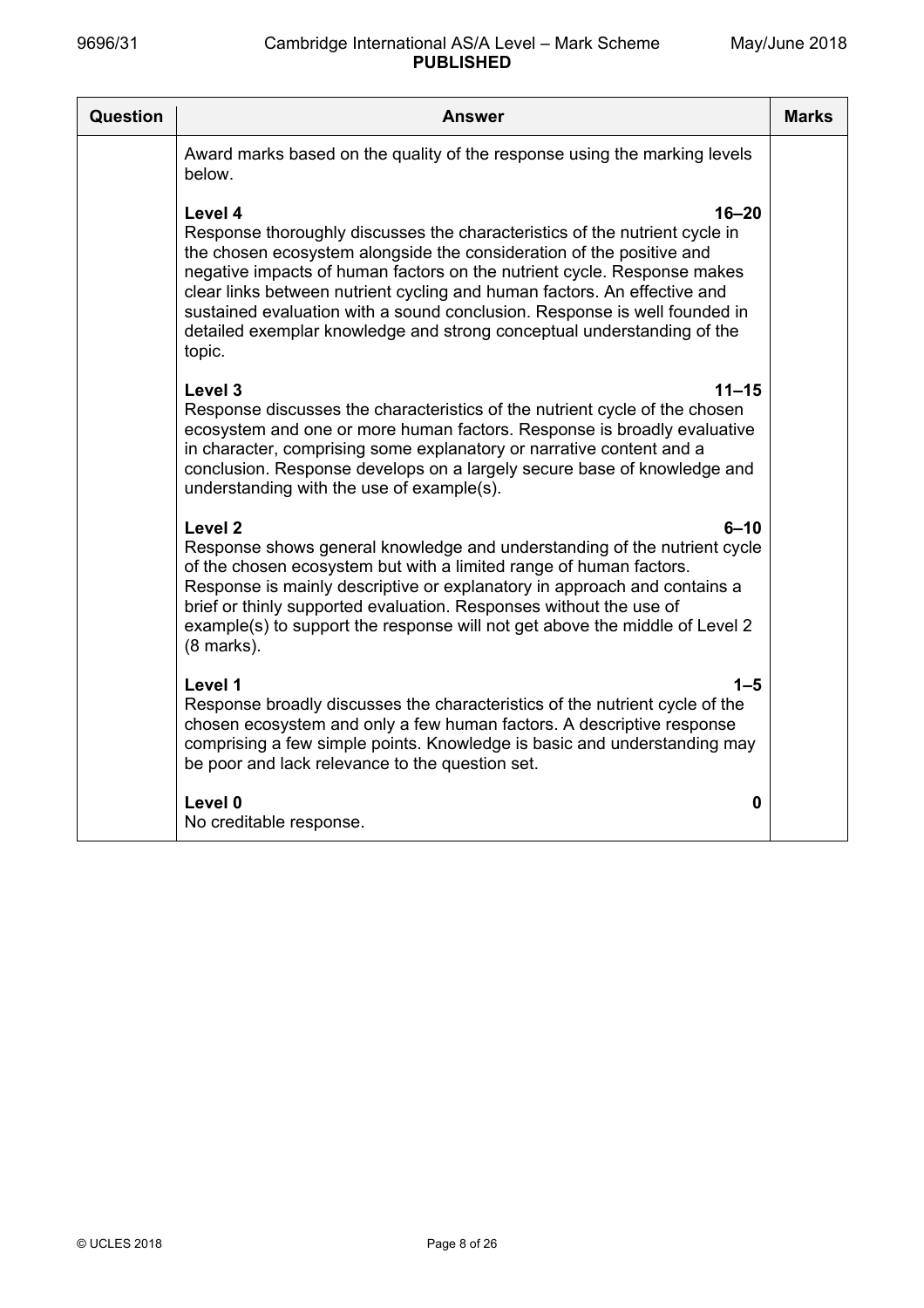| Question | Answer | Marks |
|---|---|---|
| | Award marks based on the quality of the response using the marking levels below.<br><br>**Level 4** **16–20**<br>Response thoroughly discusses the characteristics of the nutrient cycle in the chosen ecosystem alongside the consideration of the positive and negative impacts of human factors on the nutrient cycle. Response makes clear links between nutrient cycling and human factors. An effective and sustained evaluation with a sound conclusion. Response is well founded in detailed exemplar knowledge and strong conceptual understanding of the topic.<br><br>**Level 3** **11–15**<br>Response discusses the characteristics of the nutrient cycle of the chosen ecosystem and one or more human factors. Response is broadly evaluative in character, comprising some explanatory or narrative content and a conclusion. Response develops on a largely secure base of knowledge and understanding with the use of example(s).<br><br>**Level 2** **6–10**<br>Response shows general knowledge and understanding of the nutrient cycle of the chosen ecosystem but with a limited range of human factors. Response is mainly descriptive or explanatory in approach and contains a brief or thinly supported evaluation. Responses without the use of example(s) to support the response will not get above the middle of Level 2 (8 marks).<br><br>**Level 1** **1–5**<br>Response broadly discusses the characteristics of the nutrient cycle of the chosen ecosystem and only a few human factors. A descriptive response comprising a few simple points. Knowledge is basic and understanding may be poor and lack relevance to the question set.<br><br>**Level 0** **0**<br>No creditable response. | |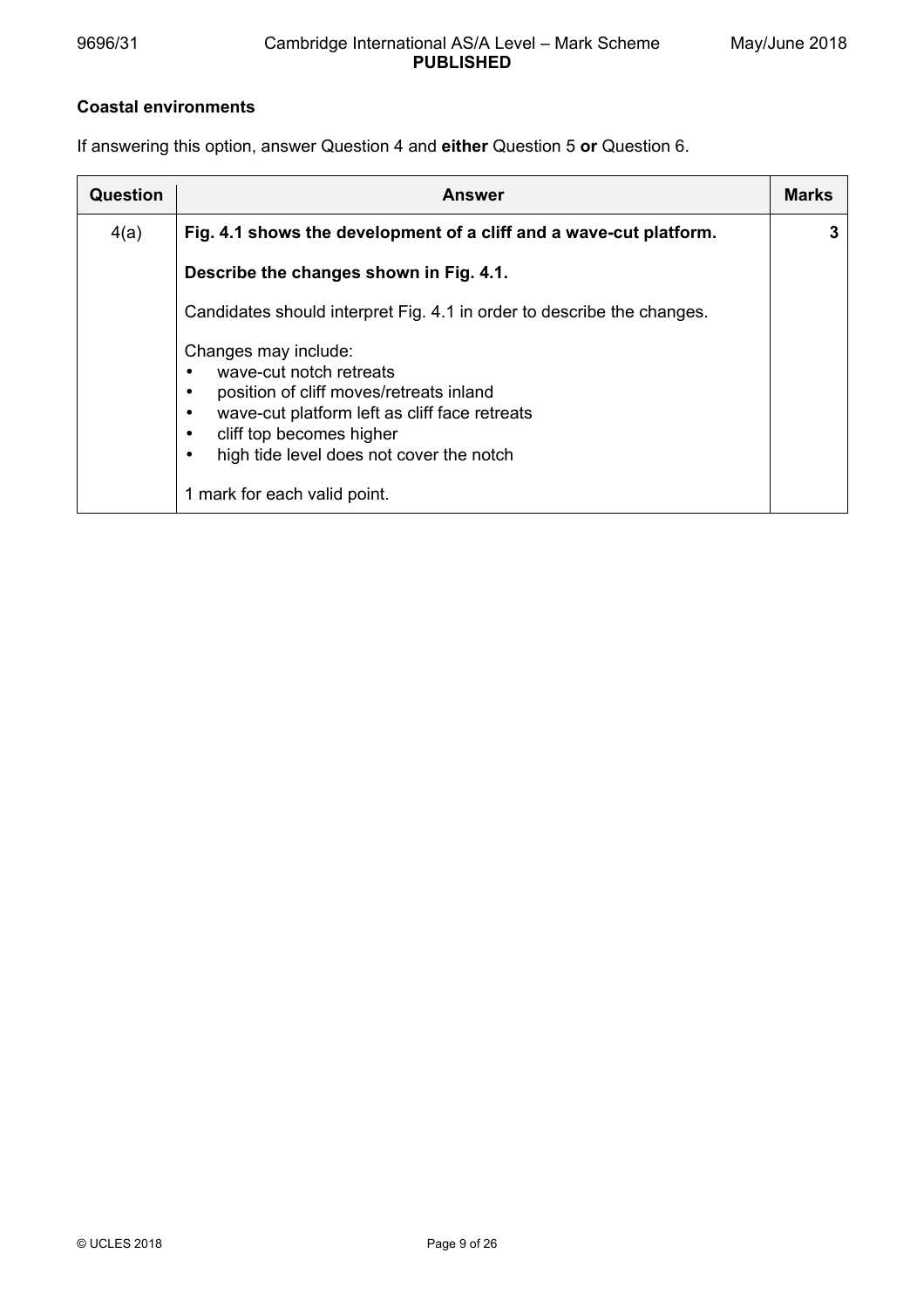**Coastal environments**

If answering this option, answer Question 4 and **either** Question 5 **or** Question 6.

| Question | Answer | Marks |
|---|---|---|
| 4(a) | **Fig. 4.1 shows the development of a cliff and a wave-cut platform.**<br><br>**Describe the changes shown in Fig. 4.1.**<br><br>Candidates should interpret Fig. 4.1 in order to describe the changes.<br><br>Changes may include:<br>• wave-cut notch retreats<br>• position of cliff moves/retreats inland<br>• wave-cut platform left as cliff face retreats<br>• cliff top becomes higher<br>• high tide level does not cover the notch<br><br>1 mark for each valid point. | 3 |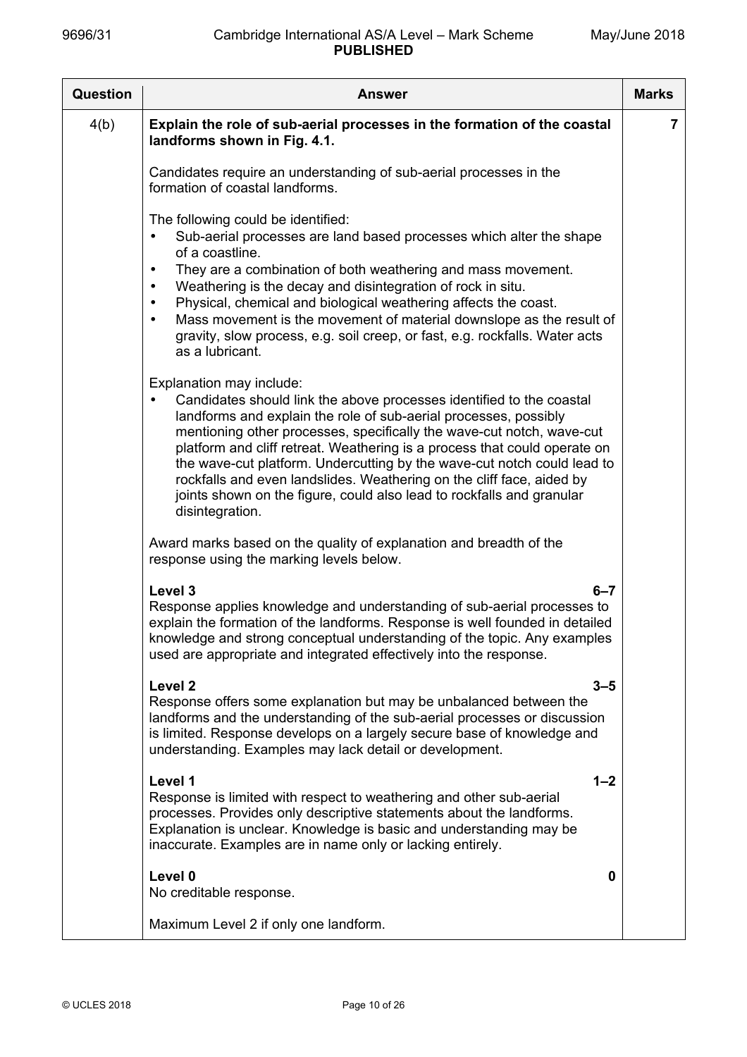| Question | Answer | Marks |
|---|---|---|
| 4(b) | **Explain the role of sub-aerial processes in the formation of the coastal landforms shown in Fig. 4.1.**<br><br>Candidates require an understanding of sub-aerial processes in the formation of coastal landforms.<br><br>The following could be identified:<br>• Sub-aerial processes are land based processes which alter the shape of a coastline.<br>• They are a combination of both weathering and mass movement.<br>• Weathering is the decay and disintegration of rock in situ.<br>• Physical, chemical and biological weathering affects the coast.<br>• Mass movement is the movement of material downslope as the result of gravity, slow process, e.g. soil creep, or fast, e.g. rockfalls. Water acts as a lubricant.<br><br>Explanation may include:<br>• Candidates should link the above processes identified to the coastal landforms and explain the role of sub-aerial processes, possibly mentioning other processes, specifically the wave-cut notch, wave-cut platform and cliff retreat. Weathering is a process that could operate on the wave-cut platform. Undercutting by the wave-cut notch could lead to rockfalls and even landslides. Weathering on the cliff face, aided by joints shown on the figure, could also lead to rockfalls and granular disintegration.<br><br>Award marks based on the quality of explanation and breadth of the response using the marking levels below.<br><br>**Level 3** **6–7**<br>Response applies knowledge and understanding of sub-aerial processes to explain the formation of the landforms. Response is well founded in detailed knowledge and strong conceptual understanding of the topic. Any examples used are appropriate and integrated effectively into the response.<br><br>**Level 2** **3–5**<br>Response offers some explanation but may be unbalanced between the landforms and the understanding of the sub-aerial processes or discussion is limited. Response develops on a largely secure base of knowledge and understanding. Examples may lack detail or development.<br><br>**Level 1** **1–2**<br>Response is limited with respect to weathering and other sub-aerial processes. Provides only descriptive statements about the landforms. Explanation is unclear. Knowledge is basic and understanding may be inaccurate. Examples are in name only or lacking entirely.<br><br>**Level 0** **0**<br>No creditable response.<br><br>Maximum Level 2 if only one landform. | 7 |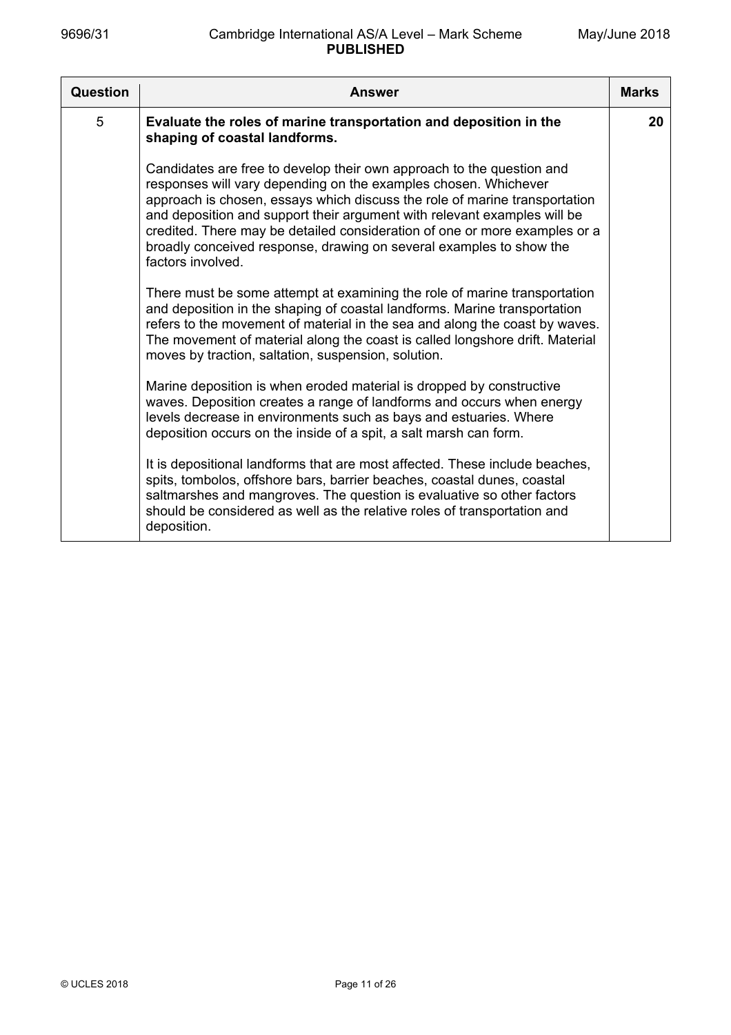| Question | Answer | Marks |
|---|---|---|
| 5 | **Evaluate the roles of marine transportation and deposition in the shaping of coastal landforms.**<br><br>Candidates are free to develop their own approach to the question and responses will vary depending on the examples chosen. Whichever approach is chosen, essays which discuss the role of marine transportation and deposition and support their argument with relevant examples will be credited. There may be detailed consideration of one or more examples or a broadly conceived response, drawing on several examples to show the factors involved.<br><br>There must be some attempt at examining the role of marine transportation and deposition in the shaping of coastal landforms. Marine transportation refers to the movement of material in the sea and along the coast by waves. The movement of material along the coast is called longshore drift. Material moves by traction, saltation, suspension, solution.<br><br>Marine deposition is when eroded material is dropped by constructive waves. Deposition creates a range of landforms and occurs when energy levels decrease in environments such as bays and estuaries. Where deposition occurs on the inside of a spit, a salt marsh can form.<br><br>It is depositional landforms that are most affected. These include beaches, spits, tombolos, offshore bars, barrier beaches, coastal dunes, coastal saltmarshes and mangroves. The question is evaluative so other factors should be considered as well as the relative roles of transportation and deposition. | 20 |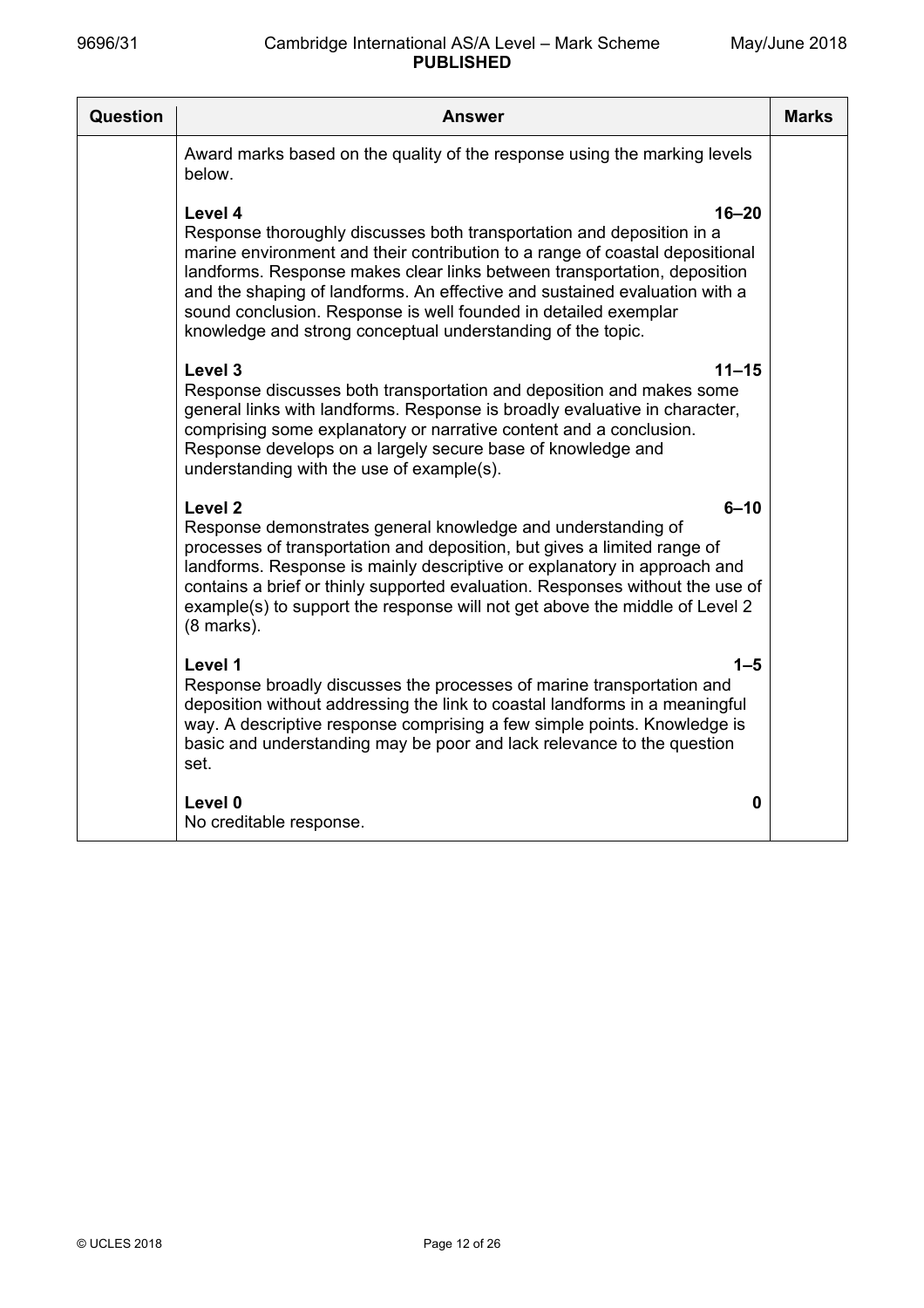| Question | Answer | Marks |
|---|---|---|
| | Award marks based on the quality of the response using the marking levels below.<br><br>**Level 4** **16–20**<br>Response thoroughly discusses both transportation and deposition in a marine environment and their contribution to a range of coastal depositional landforms. Response makes clear links between transportation, deposition and the shaping of landforms. An effective and sustained evaluation with a sound conclusion. Response is well founded in detailed exemplar knowledge and strong conceptual understanding of the topic.<br><br>**Level 3** **11–15**<br>Response discusses both transportation and deposition and makes some general links with landforms. Response is broadly evaluative in character, comprising some explanatory or narrative content and a conclusion. Response develops on a largely secure base of knowledge and understanding with the use of example(s).<br><br>**Level 2** **6–10**<br>Response demonstrates general knowledge and understanding of processes of transportation and deposition, but gives a limited range of landforms. Response is mainly descriptive or explanatory in approach and contains a brief or thinly supported evaluation. Responses without the use of example(s) to support the response will not get above the middle of Level 2 (8 marks).<br><br>**Level 1** **1–5**<br>Response broadly discusses the processes of marine transportation and deposition without addressing the link to coastal landforms in a meaningful way. A descriptive response comprising a few simple points. Knowledge is basic and understanding may be poor and lack relevance to the question set.<br><br>**Level 0** **0**<br>No creditable response. | |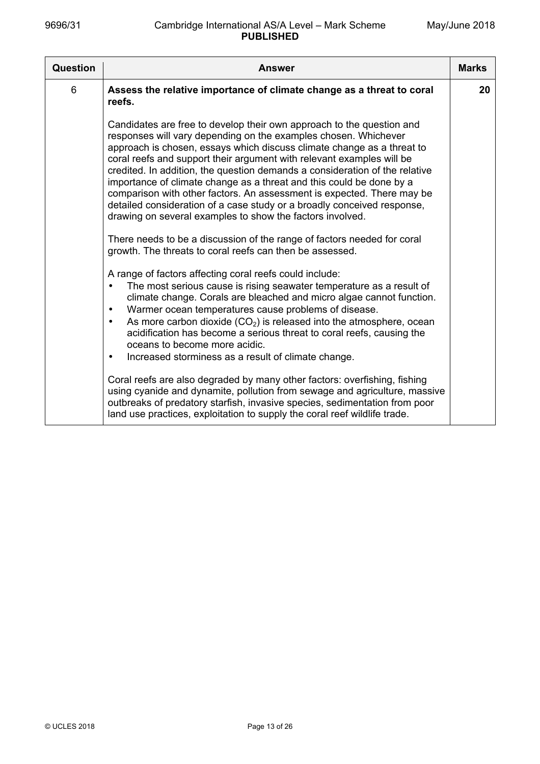| Question | Answer | Marks |
|---|---|---|
| 6 | **Assess the relative importance of climate change as a threat to coral reefs.**<br><br>Candidates are free to develop their own approach to the question and responses will vary depending on the examples chosen. Whichever approach is chosen, essays which discuss climate change as a threat to coral reefs and support their argument with relevant examples will be credited. In addition, the question demands a consideration of the relative importance of climate change as a threat and this could be done by a comparison with other factors. An assessment is expected. There may be detailed consideration of a case study or a broadly conceived response, drawing on several examples to show the factors involved.<br><br>There needs to be a discussion of the range of factors needed for coral growth. The threats to coral reefs can then be assessed.<br><br>A range of factors affecting coral reefs could include:<br>• The most serious cause is rising seawater temperature as a result of climate change. Corals are bleached and micro algae cannot function.<br>• Warmer ocean temperatures cause problems of disease.<br>• As more carbon dioxide ($CO_2$) is released into the atmosphere, ocean acidification has become a serious threat to coral reefs, causing the oceans to become more acidic.<br>• Increased storminess as a result of climate change.<br><br>Coral reefs are also degraded by many other factors: overfishing, fishing using cyanide and dynamite, pollution from sewage and agriculture, massive outbreaks of predatory starfish, invasive species, sedimentation from poor land use practices, exploitation to supply the coral reef wildlife trade. | 20 |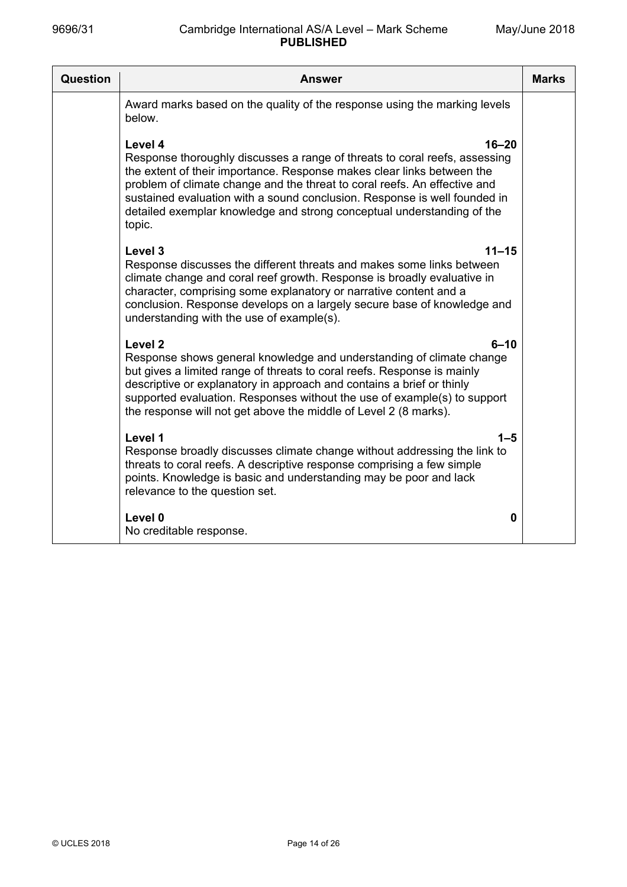| Question | Answer | Marks |
|---|---|---|
| | Award marks based on the quality of the response using the marking levels below.<br><br>**Level 4** **16–20**<br>Response thoroughly discusses a range of threats to coral reefs, assessing the extent of their importance. Response makes clear links between the problem of climate change and the threat to coral reefs. An effective and sustained evaluation with a sound conclusion. Response is well founded in detailed exemplar knowledge and strong conceptual understanding of the topic.<br><br>**Level 3** **11–15**<br>Response discusses the different threats and makes some links between climate change and coral reef growth. Response is broadly evaluative in character, comprising some explanatory or narrative content and a conclusion. Response develops on a largely secure base of knowledge and understanding with the use of example(s).<br><br>**Level 2** **6–10**<br>Response shows general knowledge and understanding of climate change but gives a limited range of threats to coral reefs. Response is mainly descriptive or explanatory in approach and contains a brief or thinly supported evaluation. Responses without the use of example(s) to support the response will not get above the middle of Level 2 (8 marks).<br><br>**Level 1** **1–5**<br>Response broadly discusses climate change without addressing the link to threats to coral reefs. A descriptive response comprising a few simple points. Knowledge is basic and understanding may be poor and lack relevance to the question set.<br><br>**Level 0** **0**<br>No creditable response. | |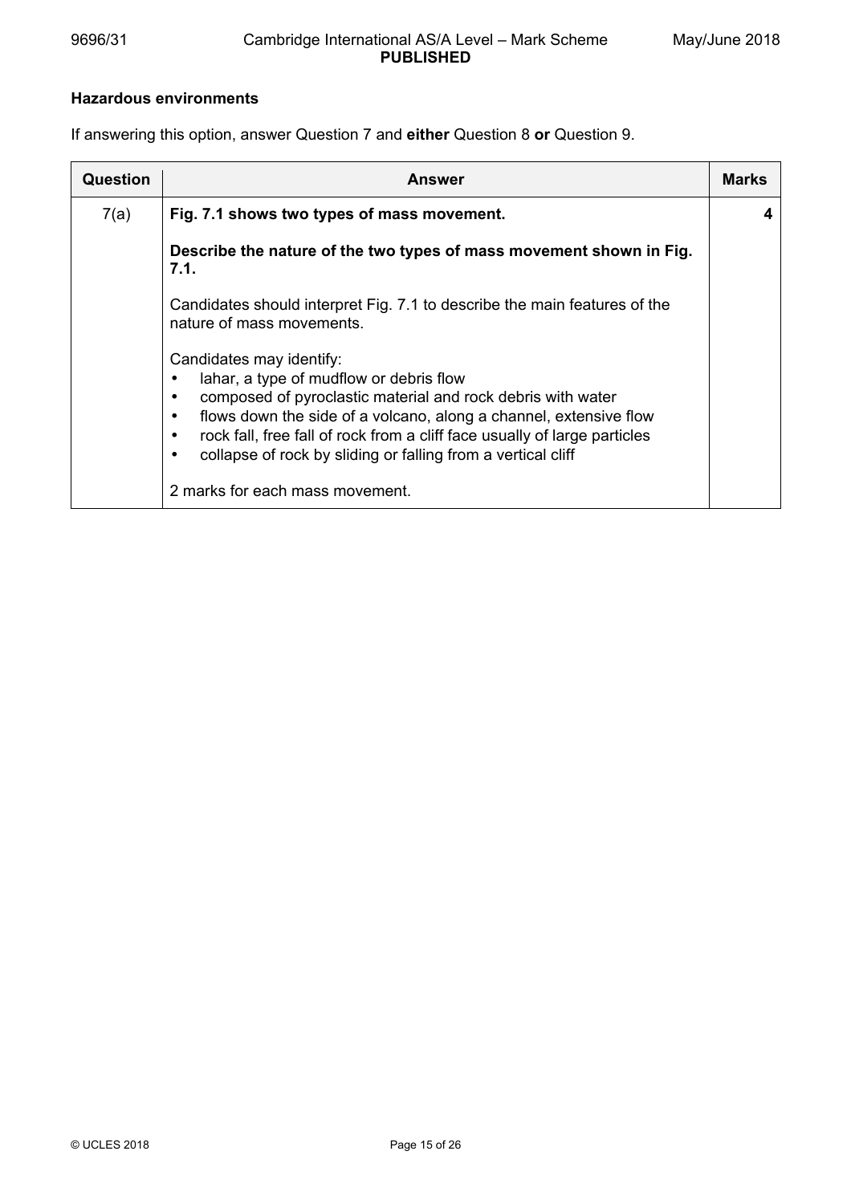**Hazardous environments**

If answering this option, answer Question 7 and **either** Question 8 **or** Question 9.

| Question | Answer | Marks |
| --- | --- | --- |
| 7(a) | **Fig. 7.1 shows two types of mass movement.**<br><br>**Describe the nature of the two types of mass movement shown in Fig. 7.1.**<br><br>Candidates should interpret Fig. 7.1 to describe the main features of the nature of mass movements.<br><br>Candidates may identify:<br>• lahar, a type of mudflow or debris flow<br>• composed of pyroclastic material and rock debris with water<br>• flows down the side of a volcano, along a channel, extensive flow<br>• rock fall, free fall of rock from a cliff face usually of large particles<br>• collapse of rock by sliding or falling from a vertical cliff<br><br>2 marks for each mass movement. | 4 |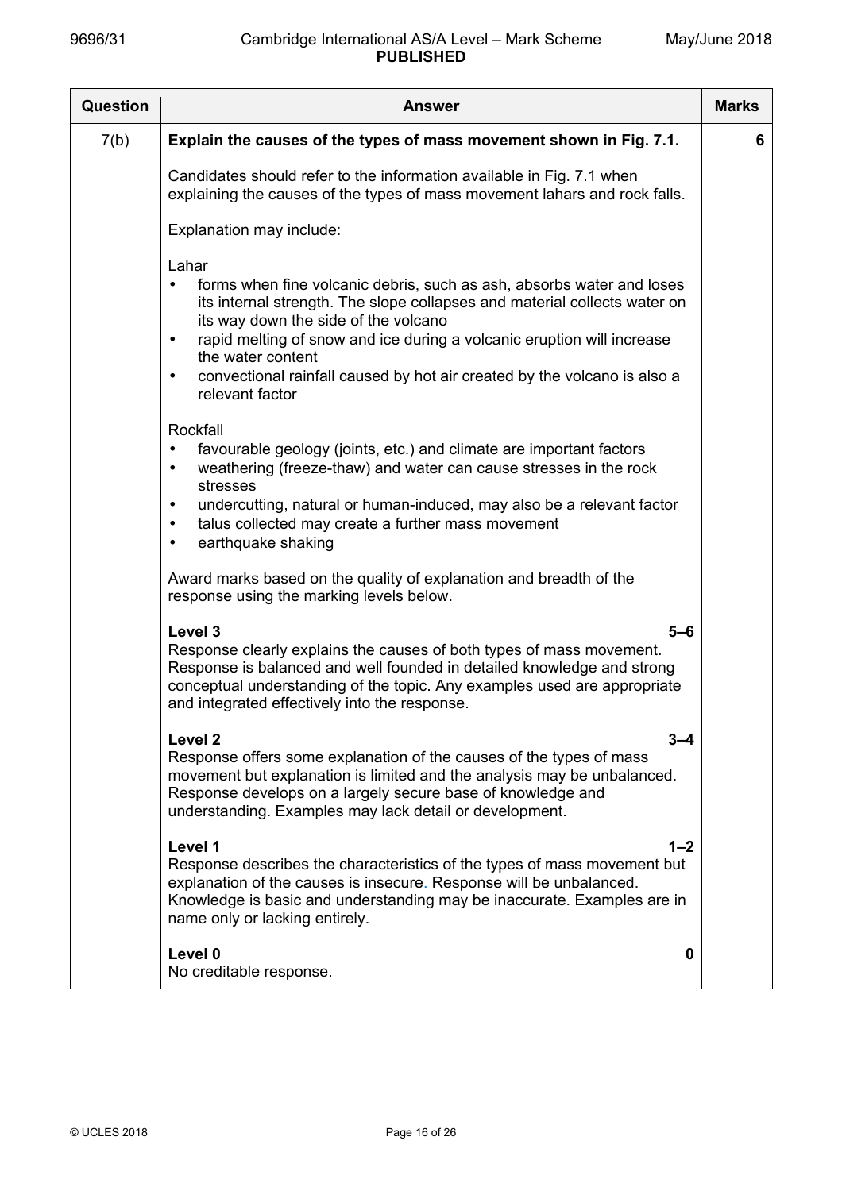| Question | Answer | Marks |
|---|---|---|
| 7(b) | **Explain the causes of the types of mass movement shown in Fig. 7.1.**<br><br>Candidates should refer to the information available in Fig. 7.1 when explaining the causes of the types of mass movement lahars and rock falls.<br><br>Explanation may include:<br><br>Lahar<br>• forms when fine volcanic debris, such as ash, absorbs water and loses its internal strength. The slope collapses and material collects water on its way down the side of the volcano<br>• rapid melting of snow and ice during a volcanic eruption will increase the water content<br>• convectional rainfall caused by hot air created by the volcano is also a relevant factor<br><br>Rockfall<br>• favourable geology (joints, etc.) and climate are important factors<br>• weathering (freeze-thaw) and water can cause stresses in the rock stresses<br>• undercutting, natural or human-induced, may also be a relevant factor<br>• talus collected may create a further mass movement<br>• earthquake shaking<br><br>Award marks based on the quality of explanation and breadth of the response using the marking levels below.<br><br>**Level 3** **5–6**<br>Response clearly explains the causes of both types of mass movement. Response is balanced and well founded in detailed knowledge and strong conceptual understanding of the topic. Any examples used are appropriate and integrated effectively into the response.<br><br>**Level 2** **3–4**<br>Response offers some explanation of the causes of the types of mass movement but explanation is limited and the analysis may be unbalanced. Response develops on a largely secure base of knowledge and understanding. Examples may lack detail or development.<br><br>**Level 1** **1–2**<br>Response describes the characteristics of the types of mass movement but explanation of the causes is insecure. Response will be unbalanced. Knowledge is basic and understanding may be inaccurate. Examples are in name only or lacking entirely.<br><br>**Level 0** **0**<br>No creditable response. | 6 |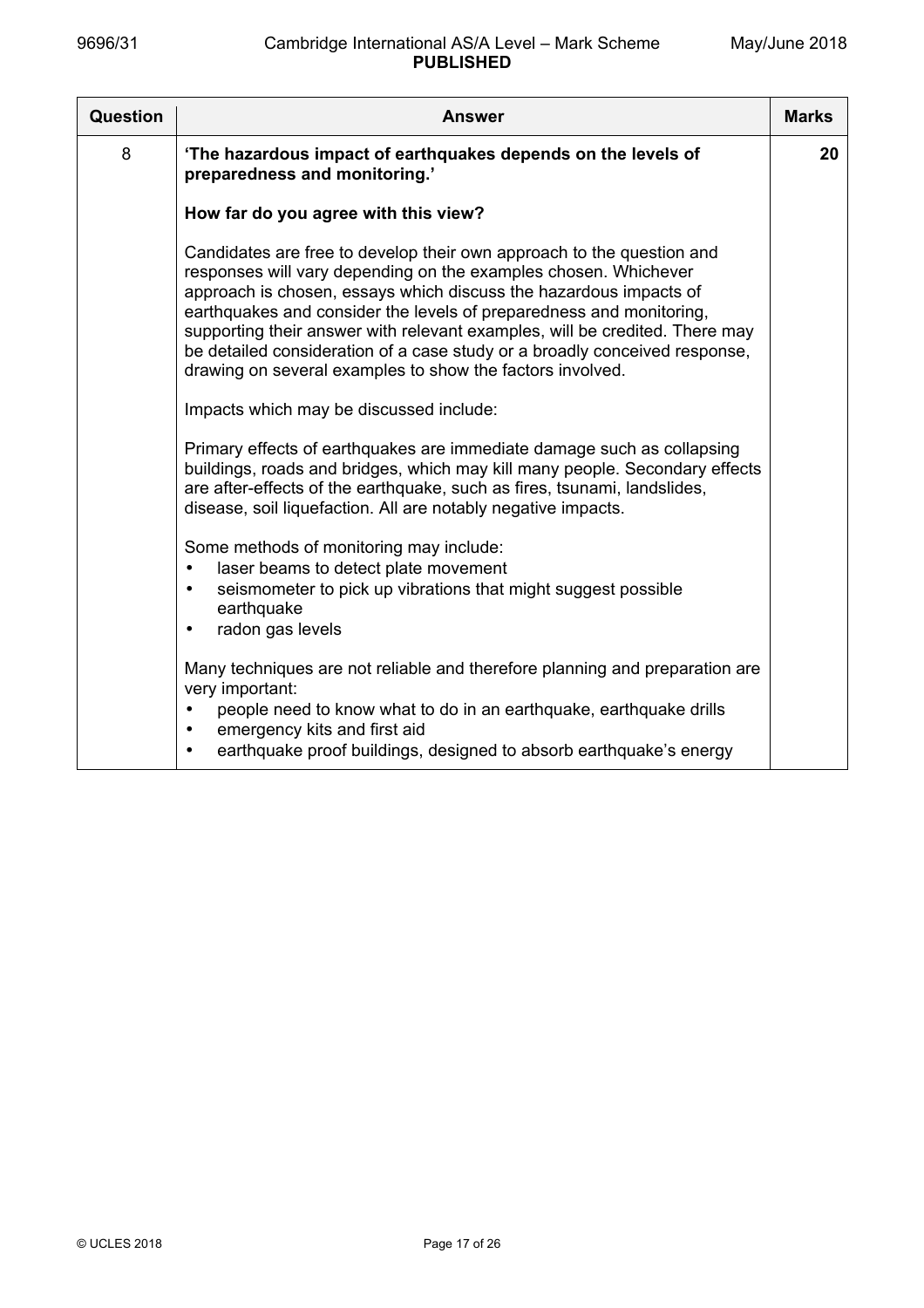| Question | Answer | Marks |
|---|---|---|
| 8 | **'The hazardous impact of earthquakes depends on the levels of preparedness and monitoring.'**<br><br>**How far do you agree with this view?**<br><br>Candidates are free to develop their own approach to the question and responses will vary depending on the examples chosen. Whichever approach is chosen, essays which discuss the hazardous impacts of earthquakes and consider the levels of preparedness and monitoring, supporting their answer with relevant examples, will be credited. There may be detailed consideration of a case study or a broadly conceived response, drawing on several examples to show the factors involved.<br><br>Impacts which may be discussed include:<br><br>Primary effects of earthquakes are immediate damage such as collapsing buildings, roads and bridges, which may kill many people. Secondary effects are after-effects of the earthquake, such as fires, tsunami, landslides, disease, soil liquefaction. All are notably negative impacts.<br><br>Some methods of monitoring may include:<br>• laser beams to detect plate movement<br>• seismometer to pick up vibrations that might suggest possible earthquake<br>• radon gas levels<br><br>Many techniques are not reliable and therefore planning and preparation are very important:<br>• people need to know what to do in an earthquake, earthquake drills<br>• emergency kits and first aid<br>• earthquake proof buildings, designed to absorb earthquake's energy | 20 |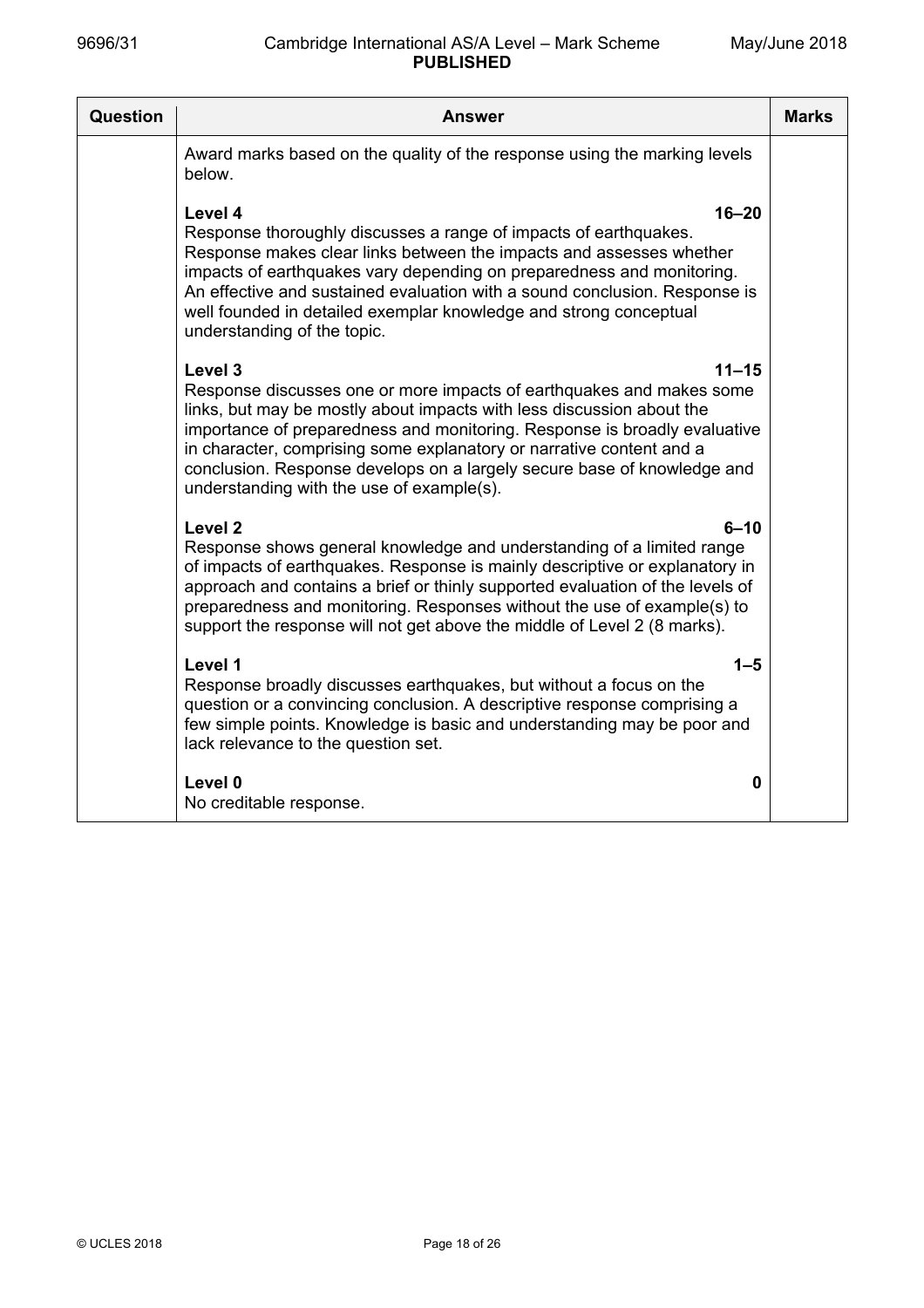| Question | Answer | Marks |
|---|---|---|
| | Award marks based on the quality of the response using the marking levels below.<br><br>**Level 4** **16–20**<br>Response thoroughly discusses a range of impacts of earthquakes. Response makes clear links between the impacts and assesses whether impacts of earthquakes vary depending on preparedness and monitoring. An effective and sustained evaluation with a sound conclusion. Response is well founded in detailed exemplar knowledge and strong conceptual understanding of the topic.<br><br>**Level 3** **11–15**<br>Response discusses one or more impacts of earthquakes and makes some links, but may be mostly about impacts with less discussion about the importance of preparedness and monitoring. Response is broadly evaluative in character, comprising some explanatory or narrative content and a conclusion. Response develops on a largely secure base of knowledge and understanding with the use of example(s).<br><br>**Level 2** **6–10**<br>Response shows general knowledge and understanding of a limited range of impacts of earthquakes. Response is mainly descriptive or explanatory in approach and contains a brief or thinly supported evaluation of the levels of preparedness and monitoring. Responses without the use of example(s) to support the response will not get above the middle of Level 2 (8 marks).<br><br>**Level 1** **1–5**<br>Response broadly discusses earthquakes, but without a focus on the question or a convincing conclusion. A descriptive response comprising a few simple points. Knowledge is basic and understanding may be poor and lack relevance to the question set.<br><br>**Level 0** **0**<br>No creditable response. | |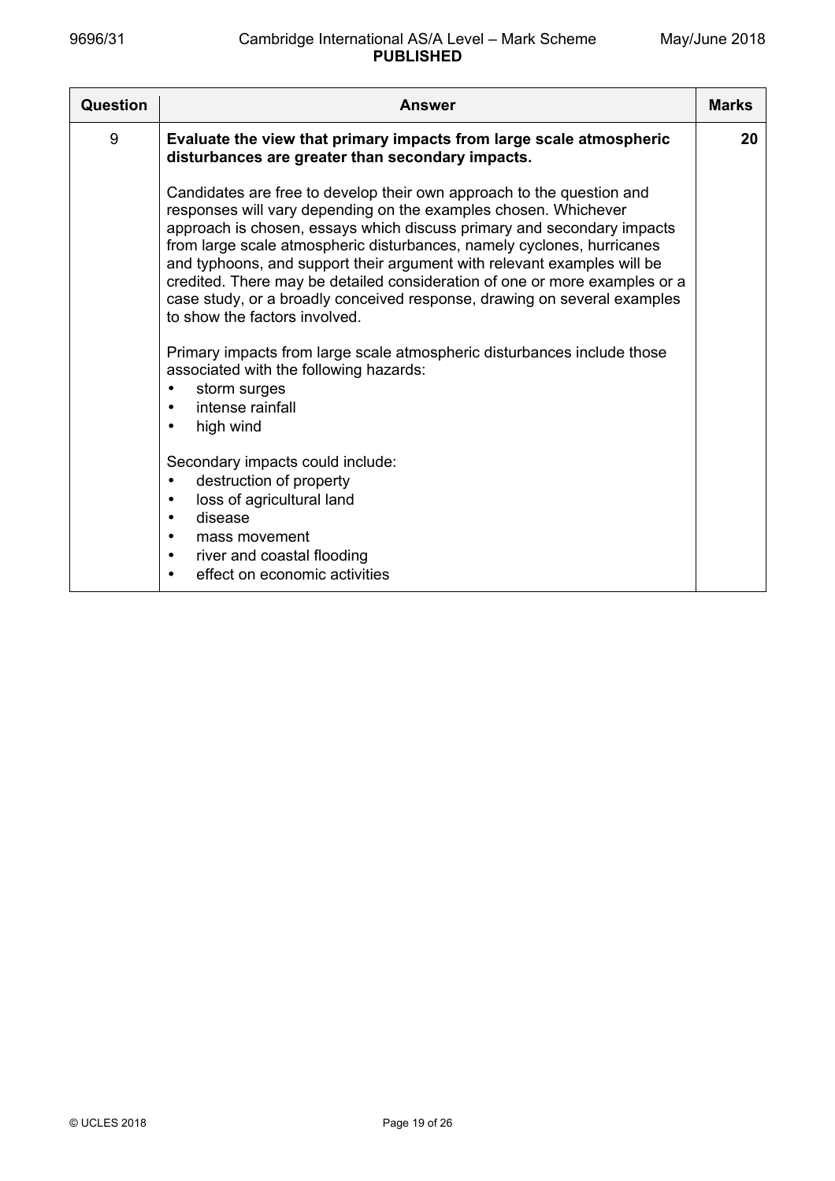| Question | Answer | Marks |
|---|---|---|
| 9 | **Evaluate the view that primary impacts from large scale atmospheric disturbances are greater than secondary impacts.**<br><br>Candidates are free to develop their own approach to the question and responses will vary depending on the examples chosen. Whichever approach is chosen, essays which discuss primary and secondary impacts from large scale atmospheric disturbances, namely cyclones, hurricanes and typhoons, and support their argument with relevant examples will be credited. There may be detailed consideration of one or more examples or a case study, or a broadly conceived response, drawing on several examples to show the factors involved.<br><br>Primary impacts from large scale atmospheric disturbances include those associated with the following hazards:<br>• storm surges<br>• intense rainfall<br>• high wind<br><br>Secondary impacts could include:<br>• destruction of property<br>• loss of agricultural land<br>• disease<br>• mass movement<br>• river and coastal flooding<br>• effect on economic activities | 20 |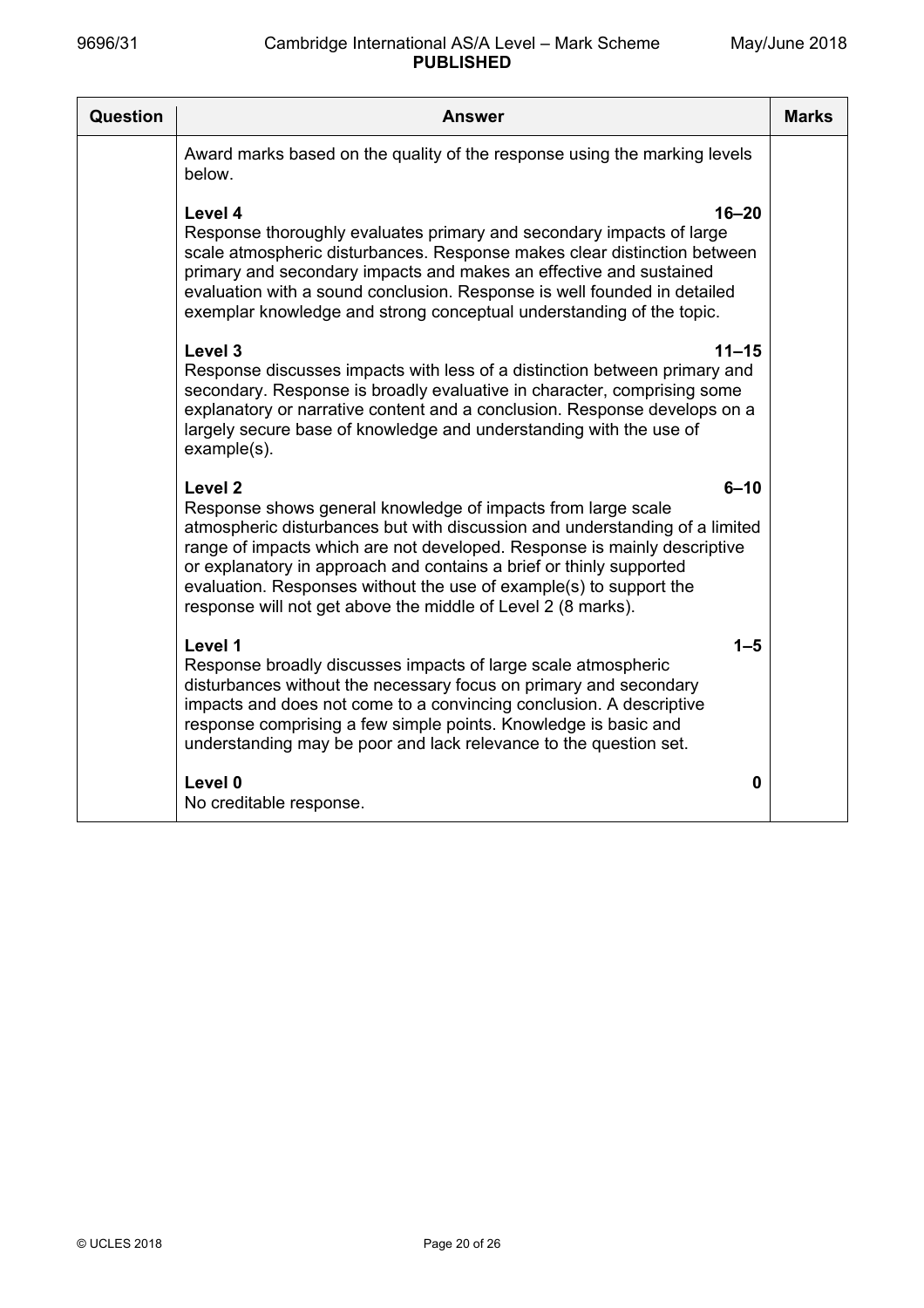| Question | Answer | Marks |
|---|---|---|
| | Award marks based on the quality of the response using the marking levels below.<br><br>**Level 4** **16–20**<br>Response thoroughly evaluates primary and secondary impacts of large scale atmospheric disturbances. Response makes clear distinction between primary and secondary impacts and makes an effective and sustained evaluation with a sound conclusion. Response is well founded in detailed exemplar knowledge and strong conceptual understanding of the topic.<br><br>**Level 3** **11–15**<br>Response discusses impacts with less of a distinction between primary and secondary. Response is broadly evaluative in character, comprising some explanatory or narrative content and a conclusion. Response develops on a largely secure base of knowledge and understanding with the use of example(s).<br><br>**Level 2** **6–10**<br>Response shows general knowledge of impacts from large scale atmospheric disturbances but with discussion and understanding of a limited range of impacts which are not developed. Response is mainly descriptive or explanatory in approach and contains a brief or thinly supported evaluation. Responses without the use of example(s) to support the response will not get above the middle of Level 2 (8 marks).<br><br>**Level 1** **1–5**<br>Response broadly discusses impacts of large scale atmospheric disturbances without the necessary focus on primary and secondary impacts and does not come to a convincing conclusion. A descriptive response comprising a few simple points. Knowledge is basic and understanding may be poor and lack relevance to the question set.<br><br>**Level 0** **0**<br>No creditable response. | |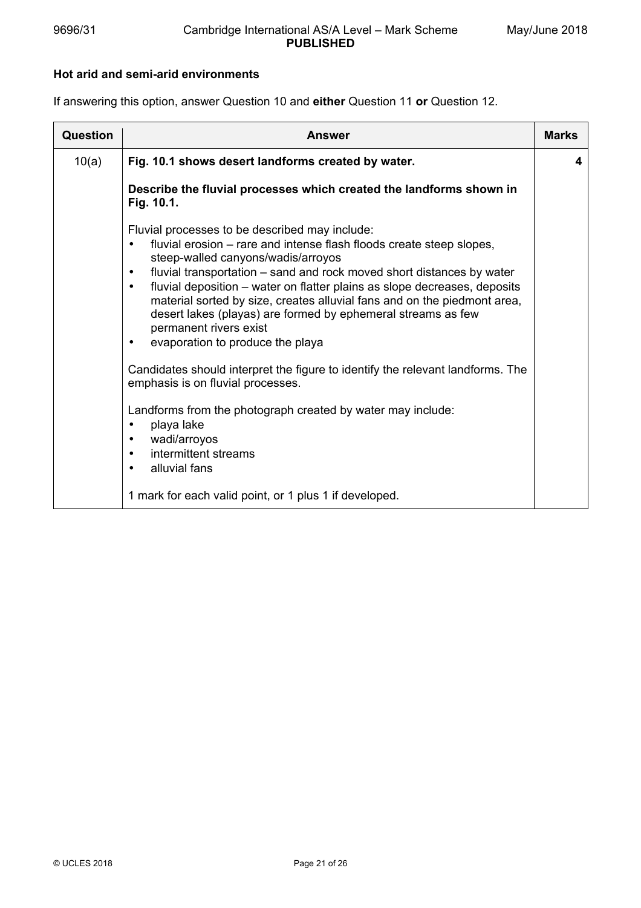**Hot arid and semi-arid environments**

If answering this option, answer Question 10 and **either** Question 11 **or** Question 12.

| Question | Answer | Marks |
|---|---|---|
| 10(a) | **Fig. 10.1 shows desert landforms created by water.**<br><br>**Describe the fluvial processes which created the landforms shown in Fig. 10.1.**<br><br>Fluvial processes to be described may include:<br>• fluvial erosion – rare and intense flash floods create steep slopes, steep-walled canyons/wadis/arroyos<br>• fluvial transportation – sand and rock moved short distances by water<br>• fluvial deposition – water on flatter plains as slope decreases, deposits material sorted by size, creates alluvial fans and on the piedmont area, desert lakes (playas) are formed by ephemeral streams as few permanent rivers exist<br>• evaporation to produce the playa<br><br>Candidates should interpret the figure to identify the relevant landforms. The emphasis is on fluvial processes.<br><br>Landforms from the photograph created by water may include:<br>• playa lake<br>• wadi/arroyos<br>• intermittent streams<br>• alluvial fans<br><br>1 mark for each valid point, or 1 plus 1 if developed. | 4 |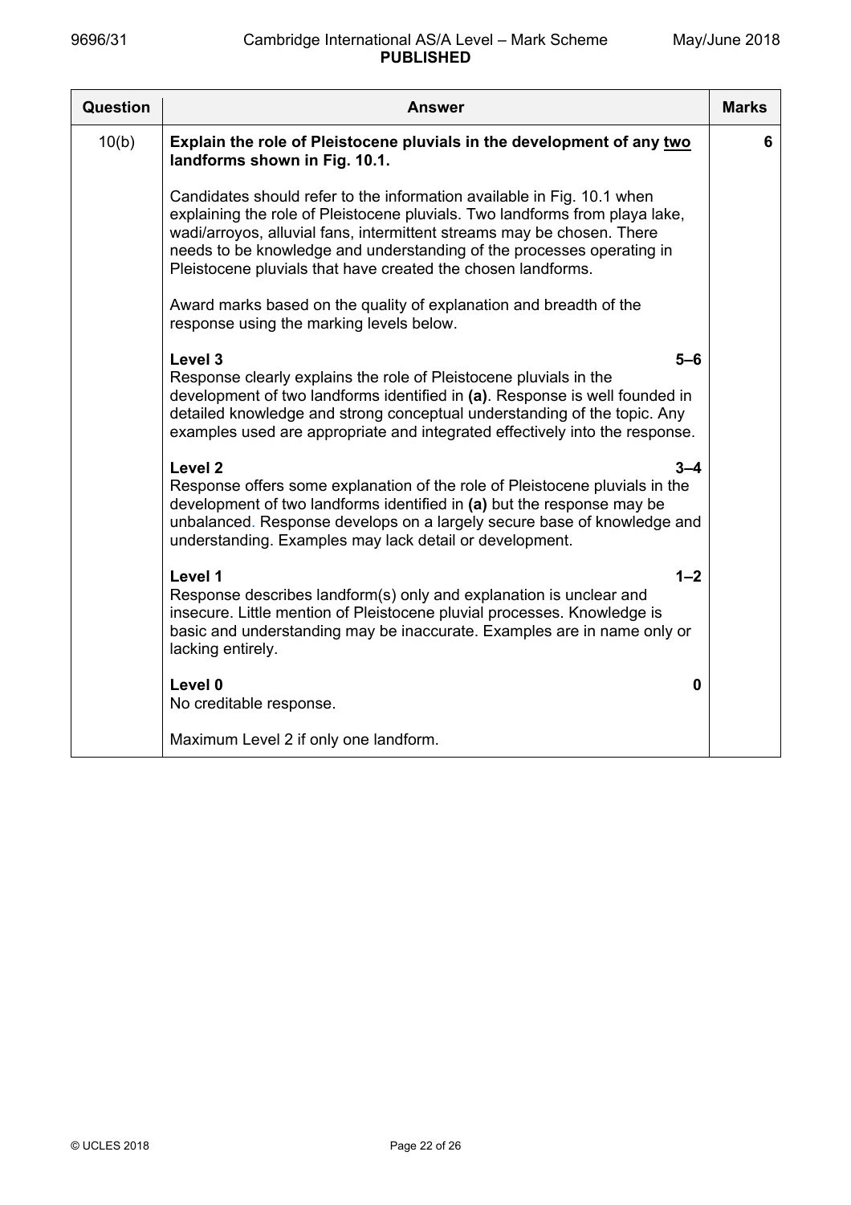| Question | Answer | Marks |
|---|---|---|
| 10(b) | **Explain the role of Pleistocene pluvials in the development of any <u>two</u> landforms shown in Fig. 10.1.**<br><br>Candidates should refer to the information available in Fig. 10.1 when explaining the role of Pleistocene pluvials. Two landforms from playa lake, wadi/arroyos, alluvial fans, intermittent streams may be chosen. There needs to be knowledge and understanding of the processes operating in Pleistocene pluvials that have created the chosen landforms.<br><br>Award marks based on the quality of explanation and breadth of the response using the marking levels below.<br><br>**Level 3** **5–6**<br>Response clearly explains the role of Pleistocene pluvials in the development of two landforms identified in **(a)**. Response is well founded in detailed knowledge and strong conceptual understanding of the topic. Any examples used are appropriate and integrated effectively into the response.<br><br>**Level 2** **3–4**<br>Response offers some explanation of the role of Pleistocene pluvials in the development of two landforms identified in **(a)** but the response may be unbalanced. Response develops on a largely secure base of knowledge and understanding. Examples may lack detail or development.<br><br>**Level 1** **1–2**<br>Response describes landform(s) only and explanation is unclear and insecure. Little mention of Pleistocene pluvial processes. Knowledge is basic and understanding may be inaccurate. Examples are in name only or lacking entirely.<br><br>**Level 0** **0**<br>No creditable response.<br><br>Maximum Level 2 if only one landform. | 6 |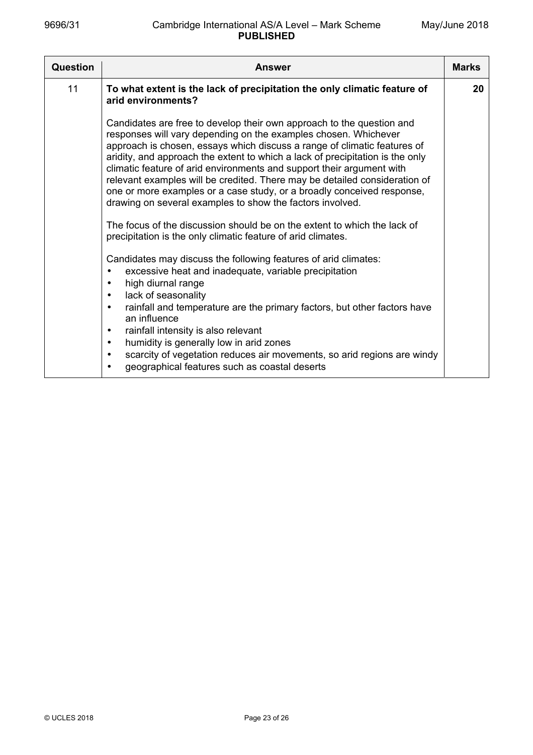| Question | Answer | Marks |
|---|---|---|
| 11 | **To what extent is the lack of precipitation the only climatic feature of arid environments?**<br><br>Candidates are free to develop their own approach to the question and responses will vary depending on the examples chosen. Whichever approach is chosen, essays which discuss a range of climatic features of aridity, and approach the extent to which a lack of precipitation is the only climatic feature of arid environments and support their argument with relevant examples will be credited. There may be detailed consideration of one or more examples or a case study, or a broadly conceived response, drawing on several examples to show the factors involved.<br><br>The focus of the discussion should be on the extent to which the lack of precipitation is the only climatic feature of arid climates.<br><br>Candidates may discuss the following features of arid climates:<br>• excessive heat and inadequate, variable precipitation<br>• high diurnal range<br>• lack of seasonality<br>• rainfall and temperature are the primary factors, but other factors have an influence<br>• rainfall intensity is also relevant<br>• humidity is generally low in arid zones<br>• scarcity of vegetation reduces air movements, so arid regions are windy<br>• geographical features such as coastal deserts | 20 |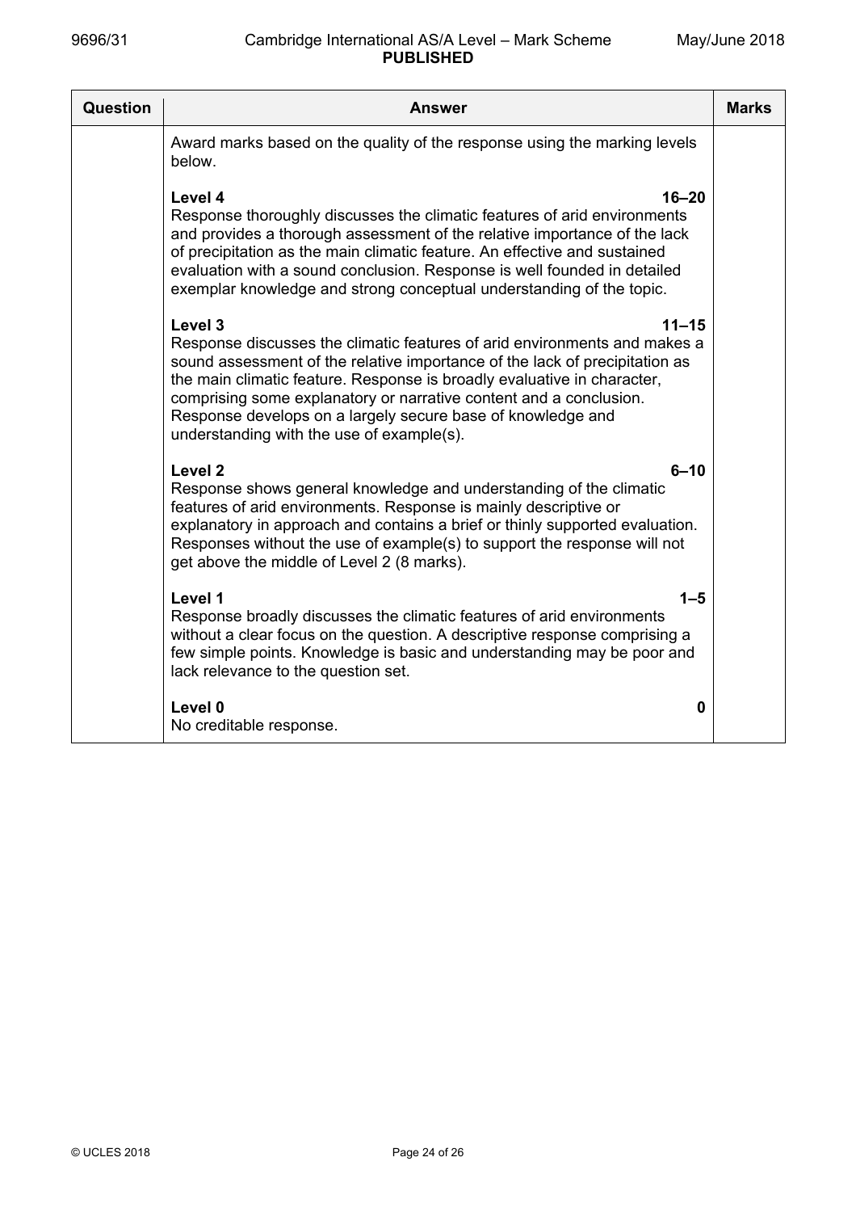| Question | Answer | Marks |
|---|---|---|
| | Award marks based on the quality of the response using the marking levels below.<br><br>**Level 4** **16–20**<br>Response thoroughly discusses the climatic features of arid environments and provides a thorough assessment of the relative importance of the lack of precipitation as the main climatic feature. An effective and sustained evaluation with a sound conclusion. Response is well founded in detailed exemplar knowledge and strong conceptual understanding of the topic.<br><br>**Level 3** **11–15**<br>Response discusses the climatic features of arid environments and makes a sound assessment of the relative importance of the lack of precipitation as the main climatic feature. Response is broadly evaluative in character, comprising some explanatory or narrative content and a conclusion. Response develops on a largely secure base of knowledge and understanding with the use of example(s).<br><br>**Level 2** **6–10**<br>Response shows general knowledge and understanding of the climatic features of arid environments. Response is mainly descriptive or explanatory in approach and contains a brief or thinly supported evaluation. Responses without the use of example(s) to support the response will not get above the middle of Level 2 (8 marks).<br><br>**Level 1** **1–5**<br>Response broadly discusses the climatic features of arid environments without a clear focus on the question. A descriptive response comprising a few simple points. Knowledge is basic and understanding may be poor and lack relevance to the question set.<br><br>**Level 0** **0**<br>No creditable response. | |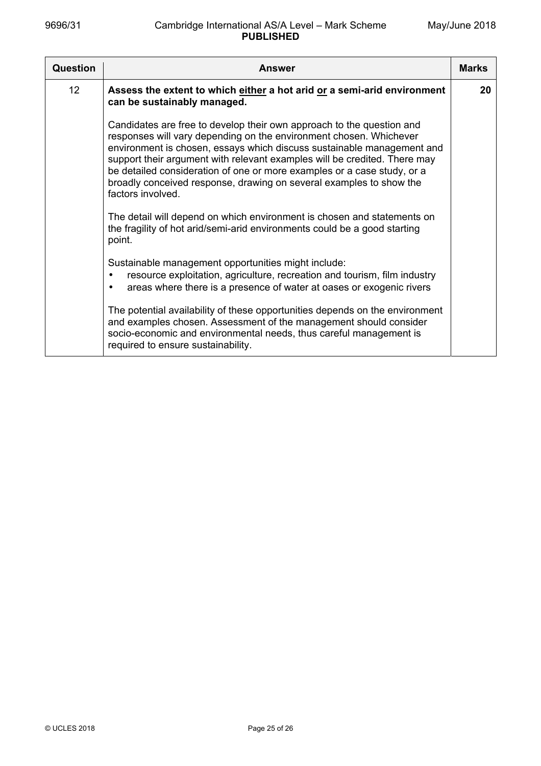| Question | Answer | Marks |
|---|---|---|
| 12 | **Assess the extent to which <u>either</u> a hot arid <u>or</u> a semi-arid environment can be sustainably managed.**<br><br>Candidates are free to develop their own approach to the question and responses will vary depending on the environment chosen. Whichever environment is chosen, essays which discuss sustainable management and support their argument with relevant examples will be credited. There may be detailed consideration of one or more examples or a case study, or a broadly conceived response, drawing on several examples to show the factors involved.<br><br>The detail will depend on which environment is chosen and statements on the fragility of hot arid/semi-arid environments could be a good starting point.<br><br>Sustainable management opportunities might include:<br>• resource exploitation, agriculture, recreation and tourism, film industry<br>• areas where there is a presence of water at oases or exogenic rivers<br><br>The potential availability of these opportunities depends on the environment and examples chosen. Assessment of the management should consider socio-economic and environmental needs, thus careful management is required to ensure sustainability. | 20 |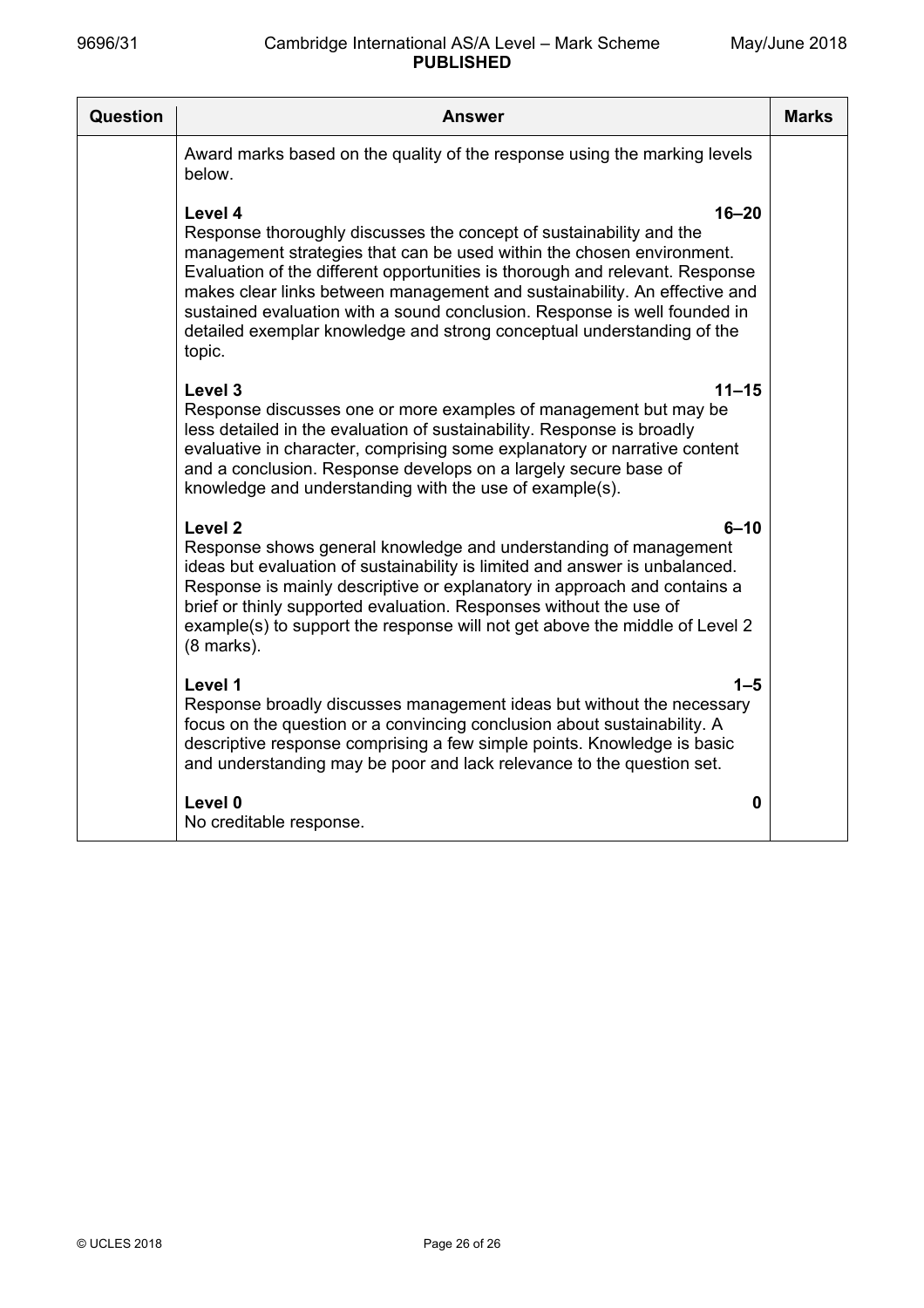| Question | Answer | Marks |
|---|---|---|
| | Award marks based on the quality of the response using the marking levels below.<br><br>**Level 4** **16–20**<br>Response thoroughly discusses the concept of sustainability and the management strategies that can be used within the chosen environment. Evaluation of the different opportunities is thorough and relevant. Response makes clear links between management and sustainability. An effective and sustained evaluation with a sound conclusion. Response is well founded in detailed exemplar knowledge and strong conceptual understanding of the topic.<br><br>**Level 3** **11–15**<br>Response discusses one or more examples of management but may be less detailed in the evaluation of sustainability. Response is broadly evaluative in character, comprising some explanatory or narrative content and a conclusion. Response develops on a largely secure base of knowledge and understanding with the use of example(s).<br><br>**Level 2** **6–10**<br>Response shows general knowledge and understanding of management ideas but evaluation of sustainability is limited and answer is unbalanced. Response is mainly descriptive or explanatory in approach and contains a brief or thinly supported evaluation. Responses without the use of example(s) to support the response will not get above the middle of Level 2 (8 marks).<br><br>**Level 1** **1–5**<br>Response broadly discusses management ideas but without the necessary focus on the question or a convincing conclusion about sustainability. A descriptive response comprising a few simple points. Knowledge is basic and understanding may be poor and lack relevance to the question set.<br><br>**Level 0** **0**<br>No creditable response. | |